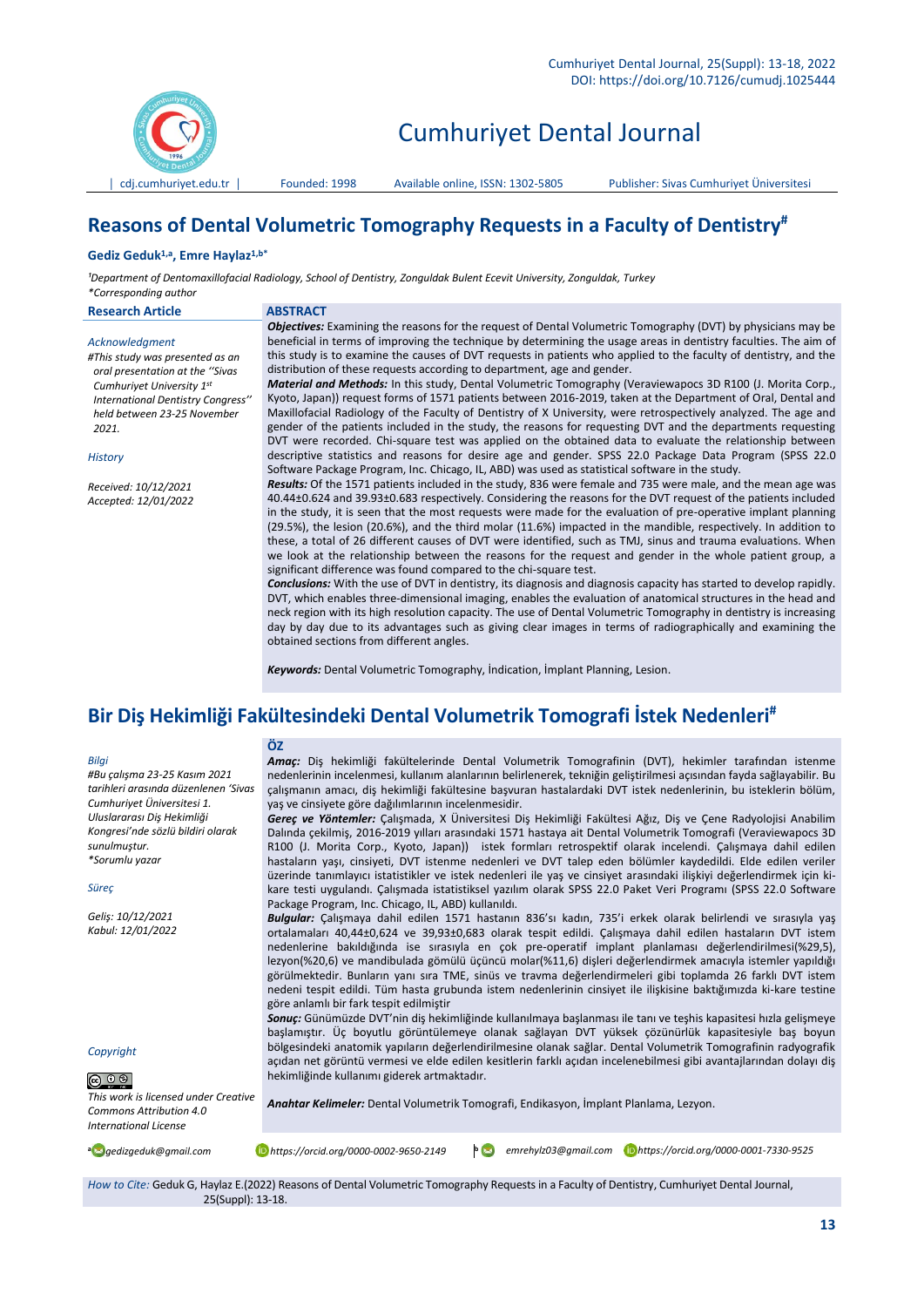# Reasons of Dental Volumetric Tomography Requests in a Faculty of Dentistry[#]

**Gediz Geduk[1,a], Emre Haylaz[1,b*]**

*[1]Department of Dentomaxillofacial Radiology, School of Dentistry, Zonguldak Bulent Ecevit University, Zonguldak, Turkey*
*\*Corresponding author*

**Research Article**

*Acknowledgment*

*#This study was presented as an oral presentation at the ''Sivas Cumhuriyet University 1st International Dentistry Congress'' held between 23-25 November 2021.*

*History*

*Received: 10/12/2021*
*Accepted: 12/01/2022*

## ABSTRACT

***Objectives:*** Examining the reasons for the request of Dental Volumetric Tomography (DVT) by physicians may be beneficial in terms of improving the technique by determining the usage areas in dentistry faculties. The aim of this study is to examine the causes of DVT requests in patients who applied to the faculty of dentistry, and the distribution of these requests according to department, age and gender.

***Material and Methods:*** In this study, Dental Volumetric Tomography (Veraviewapocs 3D R100 (J. Morita Corp., Kyoto, Japan)) request forms of 1571 patients between 2016-2019, taken at the Department of Oral, Dental and Maxillofacial Radiology of the Faculty of Dentistry of X University, were retrospectively analyzed. The age and gender of the patients included in the study, the reasons for requesting DVT and the departments requesting DVT were recorded. Chi-square test was applied on the obtained data to evaluate the relationship between descriptive statistics and reasons for desire age and gender. SPSS 22.0 Package Data Program (SPSS 22.0 Software Package Program, Inc. Chicago, IL, ABD) was used as statistical software in the study.

***Results:*** Of the 1571 patients included in the study, 836 were female and 735 were male, and the mean age was 40.44±0.624 and 39.93±0.683 respectively. Considering the reasons for the DVT request of the patients included in the study, it is seen that the most requests were made for the evaluation of pre-operative implant planning (29.5%), the lesion (20.6%), and the third molar (11.6%) impacted in the mandible, respectively. In addition to these, a total of 26 different causes of DVT were identified, such as TMJ, sinus and trauma evaluations. When we look at the relationship between the reasons for the request and gender in the whole patient group, a significant difference was found compared to the chi-square test.

***Conclusions:*** With the use of DVT in dentistry, its diagnosis and diagnosis capacity has started to develop rapidly. DVT, which enables three-dimensional imaging, enables the evaluation of anatomical structures in the head and neck region with its high resolution capacity. The use of Dental Volumetric Tomography in dentistry is increasing day by day due to its advantages such as giving clear images in terms of radiographically and examining the obtained sections from different angles.

***Keywords:*** Dental Volumetric Tomography, İndication, İmplant Planning, Lesion.

# Bir Diş Hekimliği Fakültesindeki Dental Volumetrik Tomografi İstek Nedenleri[#]

*Bilgi*

*#Bu çalışma 23-25 Kasım 2021 tarihleri arasında düzenlenen 'Sivas Cumhuriyet Üniversitesi 1. Uluslararası Diş Hekimliği Kongresi'nde sözlü bildiri olarak sunulmuştur.*
*\*Sorumlu yazar*

*Süreç*

*Geliş: 10/12/2021*
*Kabul: 12/01/2022*

## ÖZ

***Amaç:*** Diş hekimliği fakültelerinde Dental Volumetrik Tomografinin (DVT), hekimler tarafından istenme nedenlerinin incelenmesi, kullanım alanlarının belirlenerek, tekniğin geliştirilmesi açısından fayda sağlayabilir. Bu çalışmanın amacı, diş hekimliği fakültesine başvuran hastalardaki DVT istek nedenlerinin, bu isteklerin bölüm, yaş ve cinsiyete göre dağılımlarının incelenmesidir.

***Gereç ve Yöntemler:*** Çalışmada, X Üniversitesi Diş Hekimliği Fakültesi Ağız, Diş ve Çene Radyolojisi Anabilim Dalında çekilmiş, 2016-2019 yılları arasındaki 1571 hastaya ait Dental Volumetrik Tomografi (Veraviewapocs 3D R100 (J. Morita Corp., Kyoto, Japan)) istek formları retrospektif olarak incelendi. Çalışmaya dahil edilen hastaların yaşı, cinsiyeti, DVT istenme nedenleri ve DVT talep eden bölümler kaydedildi. Elde edilen veriler üzerinde tanımlayıcı istatistikler ve istek nedenleri ile yaş ve cinsiyet arasındaki ilişkiyi değerlendirmek için ki-kare testi uygulandı. Çalışmada istatistiksel yazılım olarak SPSS 22.0 Paket Veri Programı (SPSS 22.0 Software Package Program, Inc. Chicago, IL, ABD) kullanıldı.

***Bulgular:*** Çalışmaya dahil edilen 1571 hastanın 836'sı kadın, 735'i erkek olarak belirlendi ve sırasıyla yaş ortalamaları 40,44±0,624 ve 39,93±0,683 olarak tespit edildi. Çalışmaya dahil edilen hastaların DVT istem nedenlerine bakıldığında ise sırasıyla en çok pre-operatif implant planlaması değerlendirilmesi(%29,5), lezyon(%20,6) ve mandibulada gömülü üçüncü molar(%11,6) dişleri değerlendirmek amacıyla istemler yapıldığı görülmektedir. Bunların yanı sıra TME, sinüs ve travma değerlendirmeleri gibi toplamda 26 farklı DVT istem nedeni tespit edildi. Tüm hasta grubunda istem nedenlerinin cinsiyet ile ilişkisine baktığımızda ki-kare testine göre anlamlı bir fark tespit edilmiştir

***Sonuç:*** Günümüzde DVT'nin diş hekimliğinde kullanılmaya başlanması ile tanı ve teşhis kapasitesi hızla gelişmeye başlamıştır. Üç boyutlu görüntülemeye olanak sağlayan DVT yüksek çözünürlük kapasitesiyle baş boyun bölgesindeki anatomik yapıların değerlendirilmesine olanak sağlar. Dental Volumetrik Tomografinin radyografik açıdan net görüntü vermesi ve elde edilen kesitlerin farklı açıdan incelenebilmesi gibi avantajlarından dolayı diş hekimliğinde kullanımı giderek artmaktadır.

***Anahtar Kelimeler:*** Dental Volumetrik Tomografi, Endikasyon, İmplant Planlama, Lezyon.

*Copyright*

*This work is licensed under Creative Commons Attribution 4.0 International License*

[a] *gedizgeduk@gmail.com* — *https://orcid.org/0000-0002-9650-2149*
[b] *emrehylz03@gmail.com* — *https://orcid.org/0000-0001-7330-9525*

*How to Cite:* Geduk G, Haylaz E.(2022) Reasons of Dental Volumetric Tomography Requests in a Faculty of Dentistry, Cumhuriyet Dental Journal, 25(Suppl): 13-18.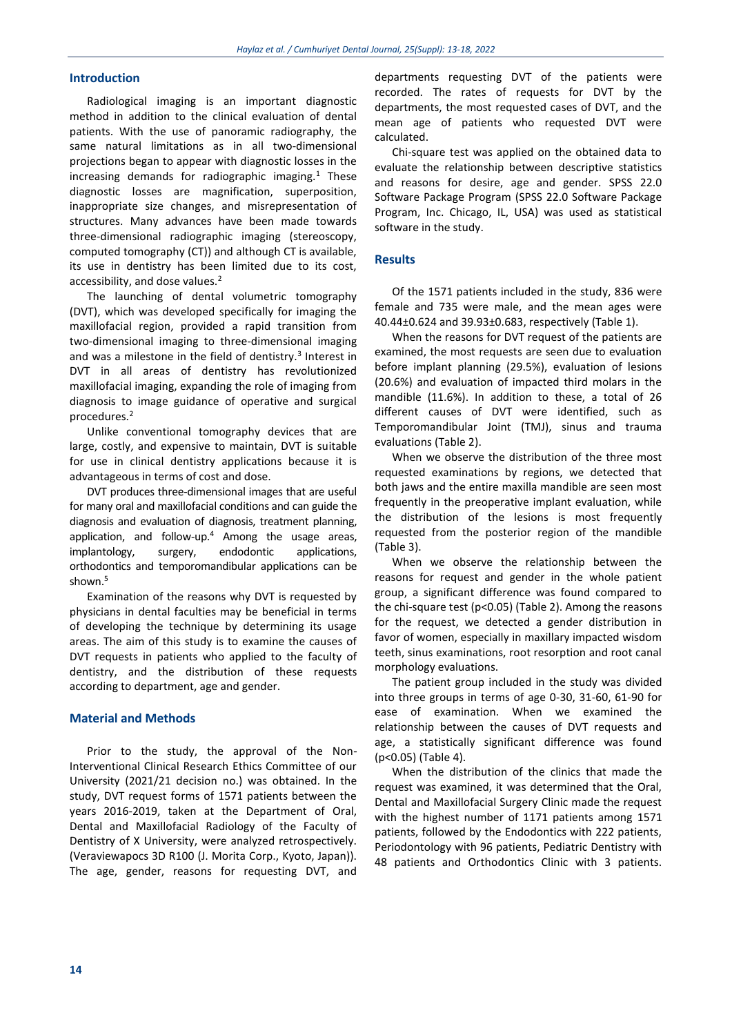## Introduction

Radiological imaging is an important diagnostic method in addition to the clinical evaluation of dental patients. With the use of panoramic radiography, the same natural limitations as in all two-dimensional projections began to appear with diagnostic losses in the increasing demands for radiographic imaging.[1] These diagnostic losses are magnification, superposition, inappropriate size changes, and misrepresentation of structures. Many advances have been made towards three-dimensional radiographic imaging (stereoscopy, computed tomography (CT)) and although CT is available, its use in dentistry has been limited due to its cost, accessibility, and dose values.[2]

The launching of dental volumetric tomography (DVT), which was developed specifically for imaging the maxillofacial region, provided a rapid transition from two-dimensional imaging to three-dimensional imaging and was a milestone in the field of dentistry.[3] Interest in DVT in all areas of dentistry has revolutionized maxillofacial imaging, expanding the role of imaging from diagnosis to image guidance of operative and surgical procedures.[2]

Unlike conventional tomography devices that are large, costly, and expensive to maintain, DVT is suitable for use in clinical dentistry applications because it is advantageous in terms of cost and dose.

DVT produces three-dimensional images that are useful for many oral and maxillofacial conditions and can guide the diagnosis and evaluation of diagnosis, treatment planning, application, and follow-up.[4] Among the usage areas, implantology, surgery, endodontic applications, orthodontics and temporomandibular applications can be shown.[5]

Examination of the reasons why DVT is requested by physicians in dental faculties may be beneficial in terms of developing the technique by determining its usage areas. The aim of this study is to examine the causes of DVT requests in patients who applied to the faculty of dentistry, and the distribution of these requests according to department, age and gender.

## Material and Methods

Prior to the study, the approval of the Non-Interventional Clinical Research Ethics Committee of our University (2021/21 decision no.) was obtained. In the study, DVT request forms of 1571 patients between the years 2016-2019, taken at the Department of Oral, Dental and Maxillofacial Radiology of the Faculty of Dentistry of X University, were analyzed retrospectively. (Veraviewapocs 3D R100 (J. Morita Corp., Kyoto, Japan)). The age, gender, reasons for requesting DVT, and departments requesting DVT of the patients were recorded. The rates of requests for DVT by the departments, the most requested cases of DVT, and the mean age of patients who requested DVT were calculated.

Chi-square test was applied on the obtained data to evaluate the relationship between descriptive statistics and reasons for desire, age and gender. SPSS 22.0 Software Package Program (SPSS 22.0 Software Package Program, Inc. Chicago, IL, USA) was used as statistical software in the study.

## Results

Of the 1571 patients included in the study, 836 were female and 735 were male, and the mean ages were 40.44±0.624 and 39.93±0.683, respectively (Table 1).

When the reasons for DVT request of the patients are examined, the most requests are seen due to evaluation before implant planning (29.5%), evaluation of lesions (20.6%) and evaluation of impacted third molars in the mandible (11.6%). In addition to these, a total of 26 different causes of DVT were identified, such as Temporomandibular Joint (TMJ), sinus and trauma evaluations (Table 2).

When we observe the distribution of the three most requested examinations by regions, we detected that both jaws and the entire maxilla mandible are seen most frequently in the preoperative implant evaluation, while the distribution of the lesions is most frequently requested from the posterior region of the mandible (Table 3).

When we observe the relationship between the reasons for request and gender in the whole patient group, a significant difference was found compared to the chi-square test ($p<0.05$) (Table 2). Among the reasons for the request, we detected a gender distribution in favor of women, especially in maxillary impacted wisdom teeth, sinus examinations, root resorption and root canal morphology evaluations.

The patient group included in the study was divided into three groups in terms of age 0-30, 31-60, 61-90 for ease of examination. When we examined the relationship between the causes of DVT requests and age, a statistically significant difference was found ($p<0.05$) (Table 4).

When the distribution of the clinics that made the request was examined, it was determined that the Oral, Dental and Maxillofacial Surgery Clinic made the request with the highest number of 1171 patients among 1571 patients, followed by the Endodontics with 222 patients, Periodontology with 96 patients, Pediatric Dentistry with 48 patients and Orthodontics Clinic with 3 patients.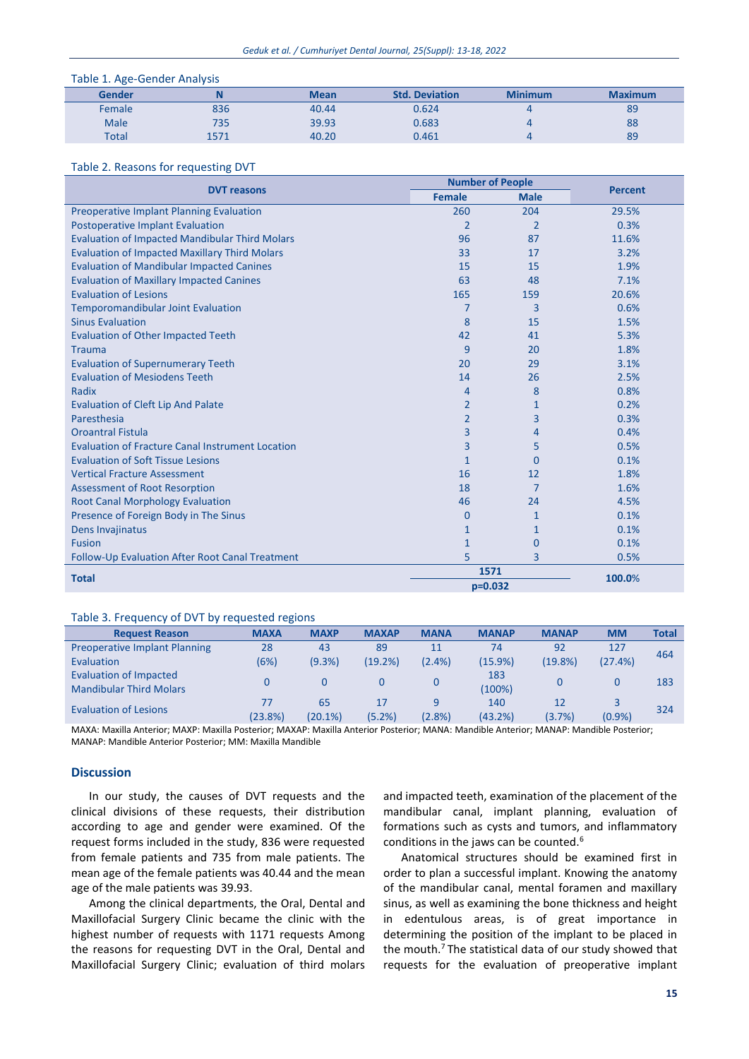Table 1. Age-Gender Analysis

| Gender | N | Mean | Std. Deviation | Minimum | Maximum |
|---|---|---|---|---|---|
| Female | 836 | 40.44 | 0.624 | 4 | 89 |
| Male | 735 | 39.93 | 0.683 | 4 | 88 |
| Total | 1571 | 40.20 | 0.461 | 4 | 89 |

Table 2. Reasons for requesting DVT

| DVT reasons | Number of People | | Percent |
|---|---|---|---|
| | Female | Male | |
| Preoperative Implant Planning Evaluation | 260 | 204 | 29.5% |
| Postoperative Implant Evaluation | 2 | 2 | 0.3% |
| Evaluation of Impacted Mandibular Third Molars | 96 | 87 | 11.6% |
| Evaluation of Impacted Maxillary Third Molars | 33 | 17 | 3.2% |
| Evaluation of Mandibular Impacted Canines | 15 | 15 | 1.9% |
| Evaluation of Maxillary Impacted Canines | 63 | 48 | 7.1% |
| Evaluation of Lesions | 165 | 159 | 20.6% |
| Temporomandibular Joint Evaluation | 7 | 3 | 0.6% |
| Sinus Evaluation | 8 | 15 | 1.5% |
| Evaluation of Other Impacted Teeth | 42 | 41 | 5.3% |
| Trauma | 9 | 20 | 1.8% |
| Evaluation of Supernumerary Teeth | 20 | 29 | 3.1% |
| Evaluation of Mesiodens Teeth | 14 | 26 | 2.5% |
| Radix | 4 | 8 | 0.8% |
| Evaluation of Cleft Lip And Palate | 2 | 1 | 0.2% |
| Paresthesia | 2 | 3 | 0.3% |
| Oroantral Fistula | 3 | 4 | 0.4% |
| Evaluation of Fracture Canal Instrument Location | 3 | 5 | 0.5% |
| Evaluation of Soft Tissue Lesions | 1 | 0 | 0.1% |
| Vertical Fracture Assessment | 16 | 12 | 1.8% |
| Assessment of Root Resorption | 18 | 7 | 1.6% |
| Root Canal Morphology Evaluation | 46 | 24 | 4.5% |
| Presence of Foreign Body in The Sinus | 0 | 1 | 0.1% |
| Dens Invajinatus | 1 | 1 | 0.1% |
| Fusion | 1 | 0 | 0.1% |
| Follow-Up Evaluation After Root Canal Treatment | 5 | 3 | 0.5% |
| **Total** | **1571** <br> **p=0.032** | | **100.0%** |

Table 3. Frequency of DVT by requested regions

| Request Reason | MAXA | MAXP | MAXAP | MANA | MANAP | MANAP | MM | Total |
|---|---|---|---|---|---|---|---|---|
| Preoperative Implant Planning Evaluation | 28 (6%) | 43 (9.3%) | 89 (19.2%) | 11 (2.4%) | 74 (15.9%) | 92 (19.8%) | 127 (27.4%) | 464 |
| Evaluation of Impacted Mandibular Third Molars | 0 | 0 | 0 | 0 | 183 (100%) | 0 | 0 | 183 |
| Evaluation of Lesions | 77 (23.8%) | 65 (20.1%) | 17 (5.2%) | 9 (2.8%) | 140 (43.2%) | 12 (3.7%) | 3 (0.9%) | 324 |

MAXA: Maxilla Anterior; MAXP: Maxilla Posterior; MAXAP: Maxilla Anterior Posterior; MANA: Mandible Anterior; MANAP: Mandible Posterior; MANAP: Mandible Anterior Posterior; MM: Maxilla Mandible

## Discussion

In our study, the causes of DVT requests and the clinical divisions of these requests, their distribution according to age and gender were examined. Of the request forms included in the study, 836 were requested from female patients and 735 from male patients. The mean age of the female patients was 40.44 and the mean age of the male patients was 39.93.

Among the clinical departments, the Oral, Dental and Maxillofacial Surgery Clinic became the clinic with the highest number of requests with 1171 requests Among the reasons for requesting DVT in the Oral, Dental and Maxillofacial Surgery Clinic; evaluation of third molars and impacted teeth, examination of the placement of the mandibular canal, implant planning, evaluation of formations such as cysts and tumors, and inflammatory conditions in the jaws can be counted.[6]

Anatomical structures should be examined first in order to plan a successful implant. Knowing the anatomy of the mandibular canal, mental foramen and maxillary sinus, as well as examining the bone thickness and height in edentulous areas, is of great importance in determining the position of the implant to be placed in the mouth.[7] The statistical data of our study showed that requests for the evaluation of preoperative implant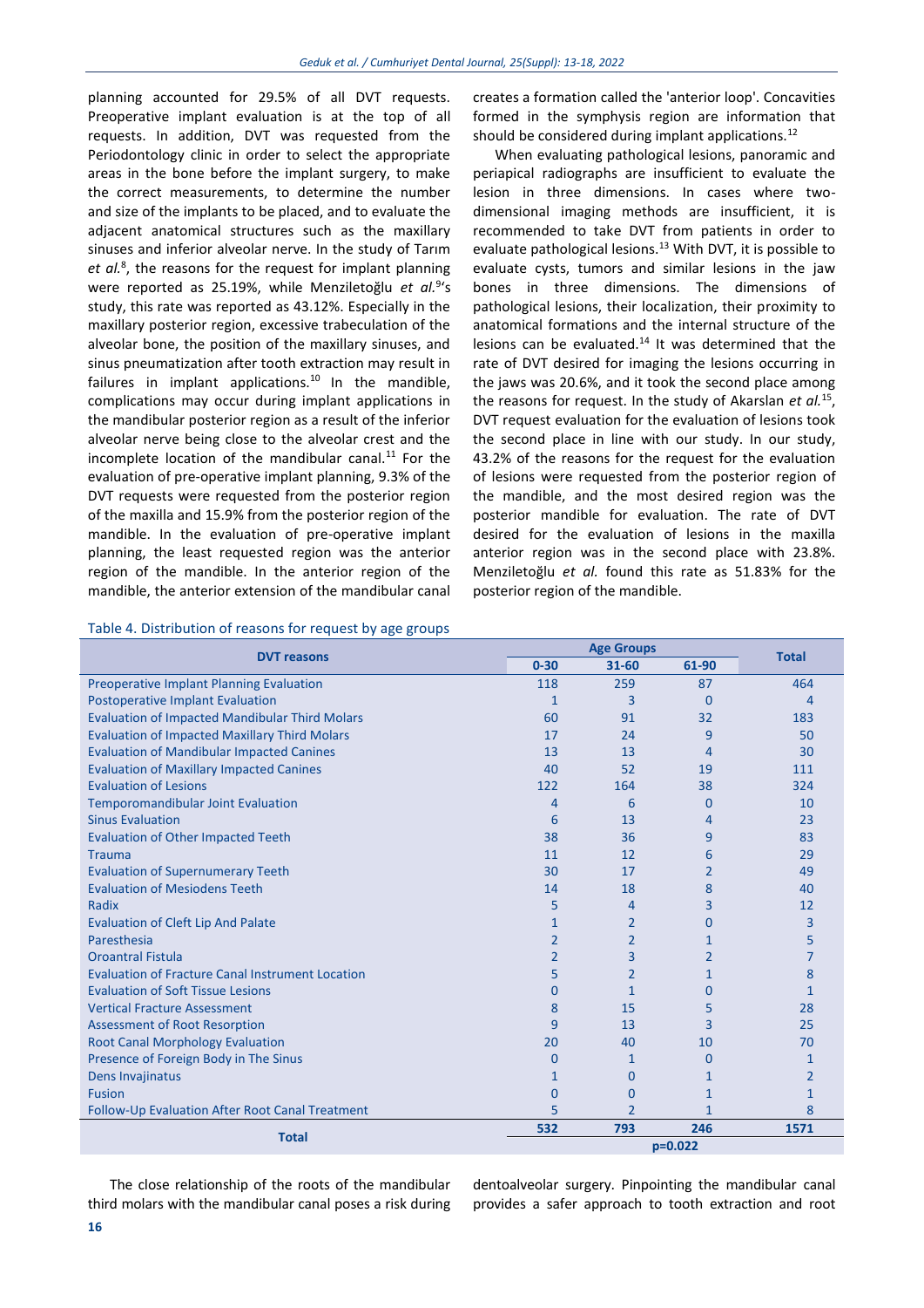planning accounted for 29.5% of all DVT requests. Preoperative implant evaluation is at the top of all requests. In addition, DVT was requested from the Periodontology clinic in order to select the appropriate areas in the bone before the implant surgery, to make the correct measurements, to determine the number and size of the implants to be placed, and to evaluate the adjacent anatomical structures such as the maxillary sinuses and inferior alveolar nerve. In the study of Tarım *et al.*[8], the reasons for the request for implant planning were reported as 25.19%, while Menziletoğlu *et al.*[9]'s study, this rate was reported as 43.12%. Especially in the maxillary posterior region, excessive trabeculation of the alveolar bone, the position of the maxillary sinuses, and sinus pneumatization after tooth extraction may result in failures in implant applications.[10] In the mandible, complications may occur during implant applications in the mandibular posterior region as a result of the inferior alveolar nerve being close to the alveolar crest and the incomplete location of the mandibular canal.[11] For the evaluation of pre-operative implant planning, 9.3% of the DVT requests were requested from the posterior region of the maxilla and 15.9% from the posterior region of the mandible. In the evaluation of pre-operative implant planning, the least requested region was the anterior region of the mandible. In the anterior region of the mandible, the anterior extension of the mandibular canal creates a formation called the 'anterior loop'. Concavities formed in the symphysis region are information that should be considered during implant applications.[12]

When evaluating pathological lesions, panoramic and periapical radiographs are insufficient to evaluate the lesion in three dimensions. In cases where two-dimensional imaging methods are insufficient, it is recommended to take DVT from patients in order to evaluate pathological lesions.[13] With DVT, it is possible to evaluate cysts, tumors and similar lesions in the jaw bones in three dimensions. The dimensions of pathological lesions, their localization, their proximity to anatomical formations and the internal structure of the lesions can be evaluated.[14] It was determined that the rate of DVT desired for imaging the lesions occurring in the jaws was 20.6%, and it took the second place among the reasons for request. In the study of Akarslan *et al.*[15], DVT request evaluation for the evaluation of lesions took the second place in line with our study. In our study, 43.2% of the reasons for the request for the evaluation of lesions were requested from the posterior region of the mandible, and the most desired region was the posterior mandible for evaluation. The rate of DVT desired for the evaluation of lesions in the maxilla anterior region was in the second place with 23.8%. Menziletoğlu *et al.* found this rate as 51.83% for the posterior region of the mandible.

Table 4. Distribution of reasons for request by age groups

| DVT reasons | Age Groups | | | Total |
|---|---|---|---|---|
| | 0-30 | 31-60 | 61-90 | |
| Preoperative Implant Planning Evaluation | 118 | 259 | 87 | 464 |
| Postoperative Implant Evaluation | 1 | 3 | 0 | 4 |
| Evaluation of Impacted Mandibular Third Molars | 60 | 91 | 32 | 183 |
| Evaluation of Impacted Maxillary Third Molars | 17 | 24 | 9 | 50 |
| Evaluation of Mandibular Impacted Canines | 13 | 13 | 4 | 30 |
| Evaluation of Maxillary Impacted Canines | 40 | 52 | 19 | 111 |
| Evaluation of Lesions | 122 | 164 | 38 | 324 |
| Temporomandibular Joint Evaluation | 4 | 6 | 0 | 10 |
| Sinus Evaluation | 6 | 13 | 4 | 23 |
| Evaluation of Other Impacted Teeth | 38 | 36 | 9 | 83 |
| Trauma | 11 | 12 | 6 | 29 |
| Evaluation of Supernumerary Teeth | 30 | 17 | 2 | 49 |
| Evaluation of Mesiodens Teeth | 14 | 18 | 8 | 40 |
| Radix | 5 | 4 | 3 | 12 |
| Evaluation of Cleft Lip And Palate | 1 | 2 | 0 | 3 |
| Paresthesia | 2 | 2 | 1 | 5 |
| Oroantral Fistula | 2 | 3 | 2 | 7 |
| Evaluation of Fracture Canal Instrument Location | 5 | 2 | 1 | 8 |
| Evaluation of Soft Tissue Lesions | 0 | 1 | 0 | 1 |
| Vertical Fracture Assessment | 8 | 15 | 5 | 28 |
| Assessment of Root Resorption | 9 | 13 | 3 | 25 |
| Root Canal Morphology Evaluation | 20 | 40 | 10 | 70 |
| Presence of Foreign Body in The Sinus | 0 | 1 | 0 | 1 |
| Dens Invajinatus | 1 | 0 | 1 | 2 |
| Fusion | 0 | 0 | 1 | 1 |
| Follow-Up Evaluation After Root Canal Treatment | 5 | 2 | 1 | 8 |
| **Total** | 532 | 793 | 246 | 1571 |
| | p=0.022 | | | |

The close relationship of the roots of the mandibular third molars with the mandibular canal poses a risk during dentoalveolar surgery. Pinpointing the mandibular canal provides a safer approach to tooth extraction and root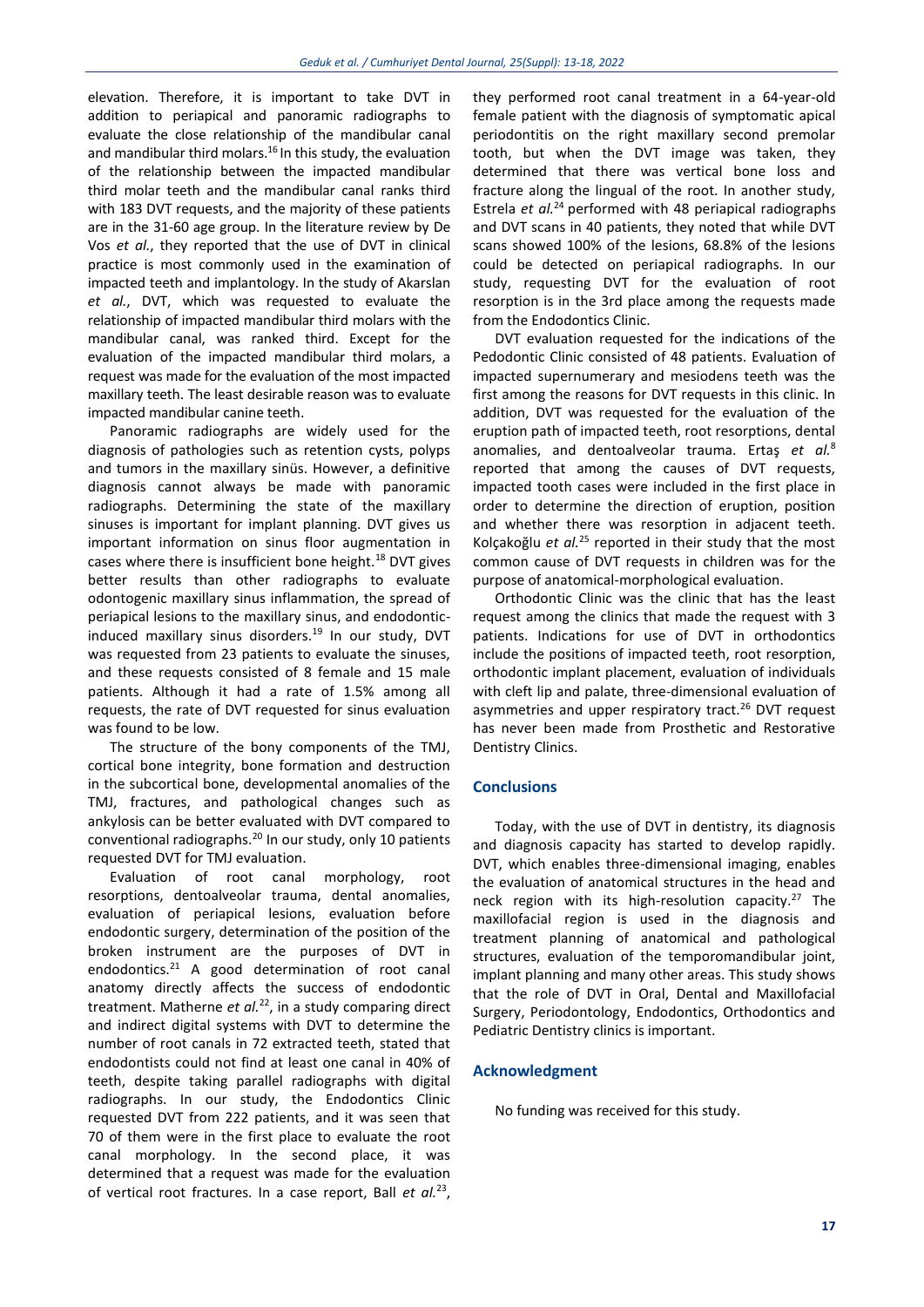elevation. Therefore, it is important to take DVT in addition to periapical and panoramic radiographs to evaluate the close relationship of the mandibular canal and mandibular third molars.[16] In this study, the evaluation of the relationship between the impacted mandibular third molar teeth and the mandibular canal ranks third with 183 DVT requests, and the majority of these patients are in the 31-60 age group. In the literature review by De Vos *et al.*, they reported that the use of DVT in clinical practice is most commonly used in the examination of impacted teeth and implantology. In the study of Akarslan *et al.*, DVT, which was requested to evaluate the relationship of impacted mandibular third molars with the mandibular canal, was ranked third. Except for the evaluation of the impacted mandibular third molars, a request was made for the evaluation of the most impacted maxillary teeth. The least desirable reason was to evaluate impacted mandibular canine teeth.

Panoramic radiographs are widely used for the diagnosis of pathologies such as retention cysts, polyps and tumors in the maxillary sinüs. However, a definitive diagnosis cannot always be made with panoramic radiographs. Determining the state of the maxillary sinuses is important for implant planning. DVT gives us important information on sinus floor augmentation in cases where there is insufficient bone height.[18] DVT gives better results than other radiographs to evaluate odontogenic maxillary sinus inflammation, the spread of periapical lesions to the maxillary sinus, and endodontic-induced maxillary sinus disorders.[19] In our study, DVT was requested from 23 patients to evaluate the sinuses, and these requests consisted of 8 female and 15 male patients. Although it had a rate of 1.5% among all requests, the rate of DVT requested for sinus evaluation was found to be low.

The structure of the bony components of the TMJ, cortical bone integrity, bone formation and destruction in the subcortical bone, developmental anomalies of the TMJ, fractures, and pathological changes such as ankylosis can be better evaluated with DVT compared to conventional radiographs.[20] In our study, only 10 patients requested DVT for TMJ evaluation.

Evaluation of root canal morphology, root resorptions, dentoalveolar trauma, dental anomalies, evaluation of periapical lesions, evaluation before endodontic surgery, determination of the position of the broken instrument are the purposes of DVT in endodontics.[21] A good determination of root canal anatomy directly affects the success of endodontic treatment. Matherne *et al.*[22], in a study comparing direct and indirect digital systems with DVT to determine the number of root canals in 72 extracted teeth, stated that endodontists could not find at least one canal in 40% of teeth, despite taking parallel radiographs with digital radiographs. In our study, the Endodontics Clinic requested DVT from 222 patients, and it was seen that 70 of them were in the first place to evaluate the root canal morphology. In the second place, it was determined that a request was made for the evaluation of vertical root fractures. In a case report, Ball *et al.*[23], they performed root canal treatment in a 64-year-old female patient with the diagnosis of symptomatic apical periodontitis on the right maxillary second premolar tooth, but when the DVT image was taken, they determined that there was vertical bone loss and fracture along the lingual of the root. In another study, Estrela *et al.*[24] performed with 48 periapical radiographs and DVT scans in 40 patients, they noted that while DVT scans showed 100% of the lesions, 68.8% of the lesions could be detected on periapical radiographs. In our study, requesting DVT for the evaluation of root resorption is in the 3rd place among the requests made from the Endodontics Clinic.

DVT evaluation requested for the indications of the Pedodontic Clinic consisted of 48 patients. Evaluation of impacted supernumerary and mesiodens teeth was the first among the reasons for DVT requests in this clinic. In addition, DVT was requested for the evaluation of the eruption path of impacted teeth, root resorptions, dental anomalies, and dentoalveolar trauma. Ertaş *et al.*[8] reported that among the causes of DVT requests, impacted tooth cases were included in the first place in order to determine the direction of eruption, position and whether there was resorption in adjacent teeth. Kolçakoğlu *et al.*[25] reported in their study that the most common cause of DVT requests in children was for the purpose of anatomical-morphological evaluation.

Orthodontic Clinic was the clinic that has the least request among the clinics that made the request with 3 patients. Indications for use of DVT in orthodontics include the positions of impacted teeth, root resorption, orthodontic implant placement, evaluation of individuals with cleft lip and palate, three-dimensional evaluation of asymmetries and upper respiratory tract.[26] DVT request has never been made from Prosthetic and Restorative Dentistry Clinics.

## Conclusions

Today, with the use of DVT in dentistry, its diagnosis and diagnosis capacity has started to develop rapidly. DVT, which enables three-dimensional imaging, enables the evaluation of anatomical structures in the head and neck region with its high-resolution capacity.[27] The maxillofacial region is used in the diagnosis and treatment planning of anatomical and pathological structures, evaluation of the temporomandibular joint, implant planning and many other areas. This study shows that the role of DVT in Oral, Dental and Maxillofacial Surgery, Periodontology, Endodontics, Orthodontics and Pediatric Dentistry clinics is important.

## Acknowledgment

No funding was received for this study.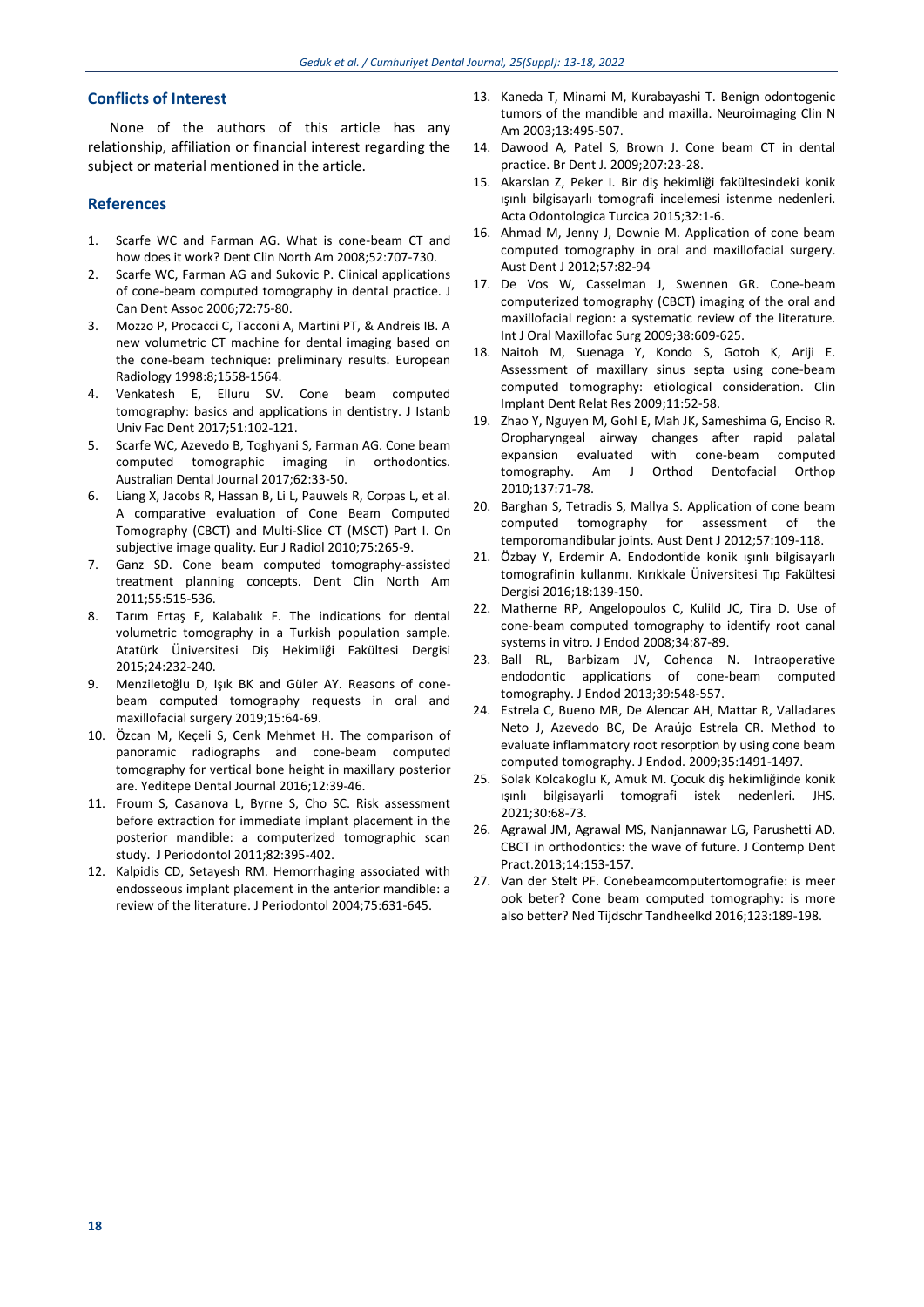## Conflicts of Interest

None of the authors of this article has any relationship, affiliation or financial interest regarding the subject or material mentioned in the article.

## References

1. Scarfe WC and Farman AG. What is cone-beam CT and how does it work? Dent Clin North Am 2008;52:707-730.
2. Scarfe WC, Farman AG and Sukovic P. Clinical applications of cone-beam computed tomography in dental practice. J Can Dent Assoc 2006;72:75-80.
3. Mozzo P, Procacci C, Tacconi A, Martini PT, & Andreis IB. A new volumetric CT machine for dental imaging based on the cone-beam technique: preliminary results. European Radiology 1998:8;1558-1564.
4. Venkatesh E, Elluru SV. Cone beam computed tomography: basics and applications in dentistry. J Istanb Univ Fac Dent 2017;51:102-121.
5. Scarfe WC, Azevedo B, Toghyani S, Farman AG. Cone beam computed tomographic imaging in orthodontics. Australian Dental Journal 2017;62:33-50.
6. Liang X, Jacobs R, Hassan B, Li L, Pauwels R, Corpas L, et al. A comparative evaluation of Cone Beam Computed Tomography (CBCT) and Multi-Slice CT (MSCT) Part I. On subjective image quality. Eur J Radiol 2010;75:265-9.
7. Ganz SD. Cone beam computed tomography-assisted treatment planning concepts. Dent Clin North Am 2011;55:515-536.
8. Tarım Ertaş E, Kalabalık F. The indications for dental volumetric tomography in a Turkish population sample. Atatürk Üniversitesi Diş Hekimliği Fakültesi Dergisi 2015;24:232-240.
9. Menziletoğlu D, Işık BK and Güler AY. Reasons of cone-beam computed tomography requests in oral and maxillofacial surgery 2019;15:64-69.
10. Özcan M, Keçeli S, Cenk Mehmet H. The comparison of panoramic radiographs and cone-beam computed tomography for vertical bone height in maxillary posterior are. Yeditepe Dental Journal 2016;12:39-46.
11. Froum S, Casanova L, Byrne S, Cho SC. Risk assessment before extraction for immediate implant placement in the posterior mandible: a computerized tomographic scan study. J Periodontol 2011;82:395-402.
12. Kalpidis CD, Setayesh RM. Hemorrhaging associated with endosseous implant placement in the anterior mandible: a review of the literature. J Periodontol 2004;75:631-645.
13. Kaneda T, Minami M, Kurabayashi T. Benign odontogenic tumors of the mandible and maxilla. Neuroimaging Clin N Am 2003;13:495-507.
14. Dawood A, Patel S, Brown J. Cone beam CT in dental practice. Br Dent J. 2009;207:23-28.
15. Akarslan Z, Peker I. Bir diş hekimliği fakültesindeki konik ışınlı bilgisayarlı tomografi incelemesi istenme nedenleri. Acta Odontologica Turcica 2015;32:1-6.
16. Ahmad M, Jenny J, Downie M. Application of cone beam computed tomography in oral and maxillofacial surgery. Aust Dent J 2012;57:82-94
17. De Vos W, Casselman J, Swennen GR. Cone-beam computerized tomography (CBCT) imaging of the oral and maxillofacial region: a systematic review of the literature. Int J Oral Maxillofac Surg 2009;38:609-625.
18. Naitoh M, Suenaga Y, Kondo S, Gotoh K, Ariji E. Assessment of maxillary sinus septa using cone-beam computed tomography: etiological consideration. Clin Implant Dent Relat Res 2009;11:52-58.
19. Zhao Y, Nguyen M, Gohl E, Mah JK, Sameshima G, Enciso R. Oropharyngeal airway changes after rapid palatal expansion evaluated with cone-beam computed tomography. Am J Orthod Dentofacial Orthop 2010;137:71-78.
20. Barghan S, Tetradis S, Mallya S. Application of cone beam computed tomography for assessment of the temporomandibular joints. Aust Dent J 2012;57:109-118.
21. Özbay Y, Erdemir A. Endodontide konik ışınlı bilgisayarlı tomografinin kullanmı. Kırıkkale Üniversitesi Tıp Fakültesi Dergisi 2016;18:139-150.
22. Matherne RP, Angelopoulos C, Kulild JC, Tira D. Use of cone-beam computed tomography to identify root canal systems in vitro. J Endod 2008;34:87-89.
23. Ball RL, Barbizam JV, Cohenca N. Intraoperative endodontic applications of cone-beam computed tomography. J Endod 2013;39:548-557.
24. Estrela C, Bueno MR, De Alencar AH, Mattar R, Valladares Neto J, Azevedo BC, De Araújo Estrela CR. Method to evaluate inflammatory root resorption by using cone beam computed tomography. J Endod. 2009;35:1491-1497.
25. Solak Kolcakoglu K, Amuk M. Çocuk diş hekimliğinde konik ışınlı bilgisayarli tomografi istek nedenleri. JHS. 2021;30:68-73.
26. Agrawal JM, Agrawal MS, Nanjannawar LG, Parushetti AD. CBCT in orthodontics: the wave of future. J Contemp Dent Pract.2013;14:153-157.
27. Van der Stelt PF. Conebeamcomputertomografie: is meer ook beter? Cone beam computed tomography: is more also better? Ned Tijdschr Tandheelkd 2016;123:189-198.